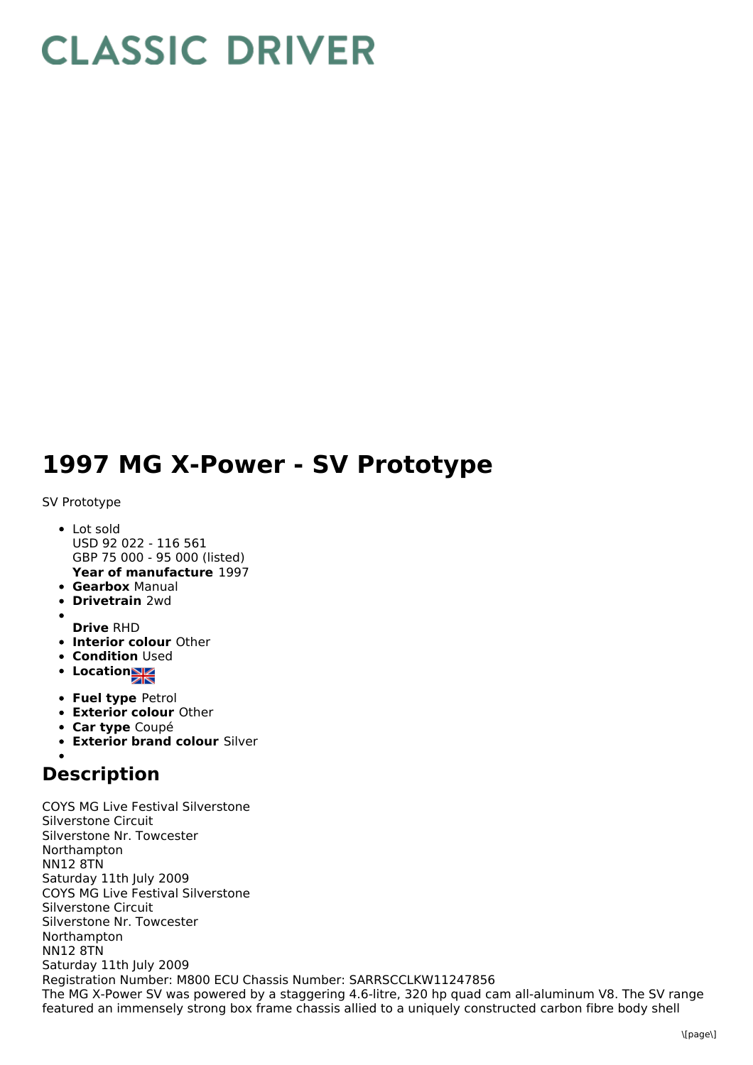# CLASSIC DRIVER

# 1997 MG X-Power - SV Prototype

SV Prototype

- Lot sold
  USD 92 022 - 116 561
  GBP 75 000 - 95 000 (listed)
  **Year of manufacture** 1997
- **Gearbox** Manual
- **Drivetrain** 2wd
- **Drive** RHD
- **Interior colour** Other
- **Condition** Used
- **Location**
- **Fuel type** Petrol
- **Exterior colour** Other
- **Car type** Coupé
- **Exterior brand colour** Silver

## Description

COYS MG Live Festival Silverstone
Silverstone Circuit
Silverstone Nr. Towcester
Northampton
NN12 8TN
Saturday 11th July 2009
COYS MG Live Festival Silverstone
Silverstone Circuit
Silverstone Nr. Towcester
Northampton
NN12 8TN
Saturday 11th July 2009
Registration Number: M800 ECU Chassis Number: SARRSCCLKW11247856
The MG X-Power SV was powered by a staggering 4.6-litre, 320 hp quad cam all-aluminum V8. The SV range featured an immensely strong box frame chassis allied to a uniquely constructed carbon fibre body shell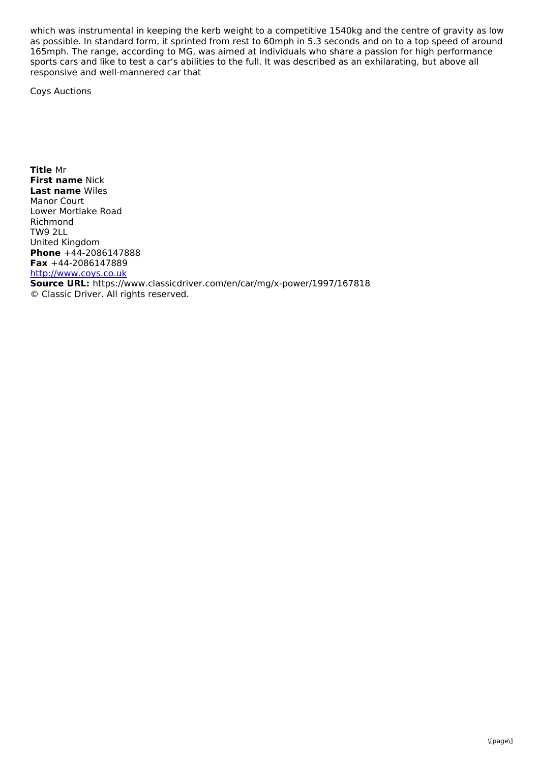which was instrumental in keeping the kerb weight to a competitive 1540kg and the centre of gravity as low as possible. In standard form, it sprinted from rest to 60mph in 5.3 seconds and on to a top speed of around 165mph. The range, according to MG, was aimed at individuals who share a passion for high performance sports cars and like to test a car's abilities to the full. It was described as an exhilarating, but above all responsive and well-mannered car that

Coys Auctions

**Title** Mr
**First name** Nick
**Last name** Wiles
Manor Court
Lower Mortlake Road
Richmond
TW9 2LL
United Kingdom
**Phone** +44-2086147888
**Fax** +44-2086147889
[http://www.coys.co.uk](http://www.coys.co.uk)
**Source URL:** https://www.classicdriver.com/en/car/mg/x-power/1997/167818
© Classic Driver. All rights reserved.